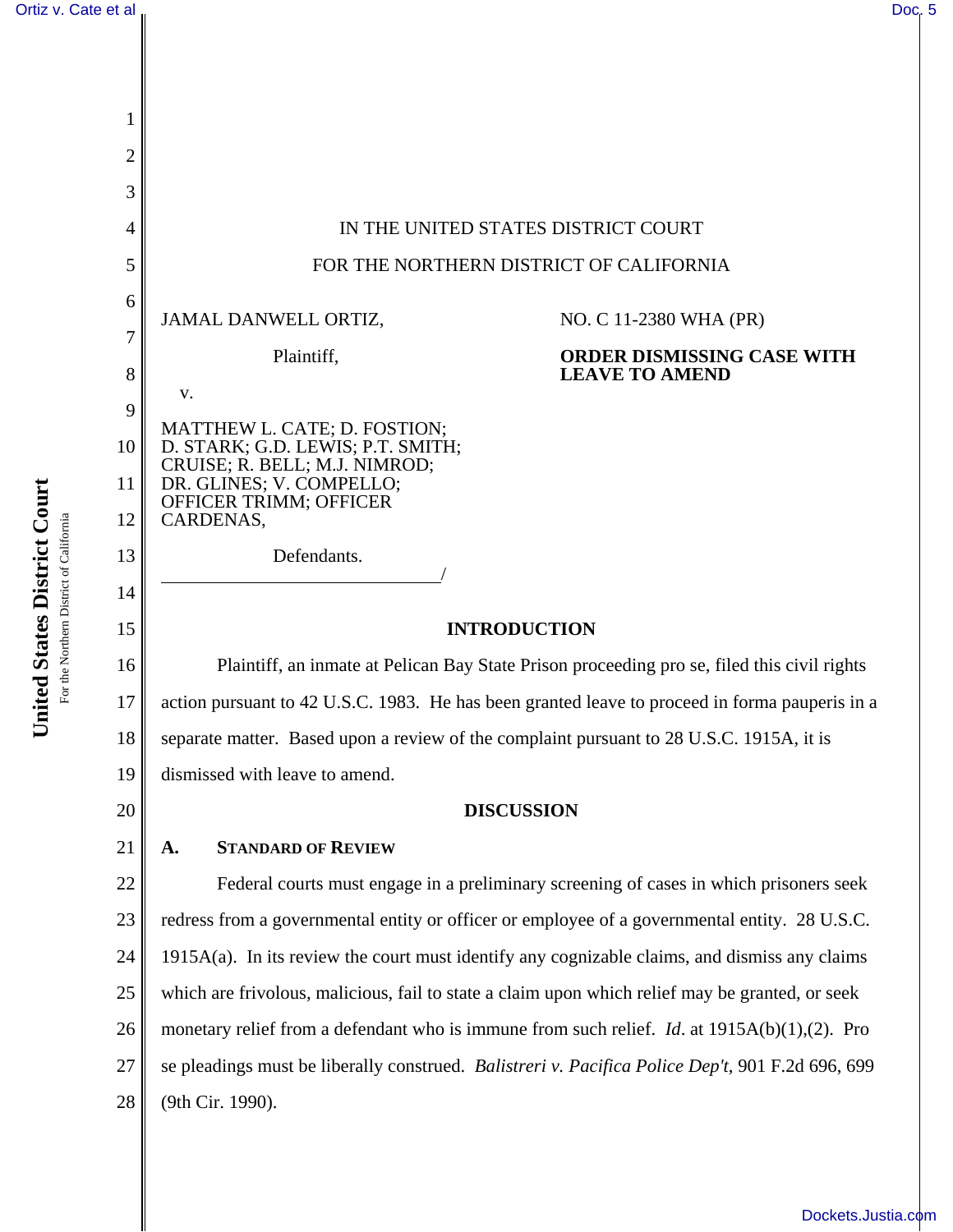IN THE UNITED STATES DISTRICT COURT

FOR THE NORTHERN DISTRICT OF CALIFORNIA

JAMAL DANWELL ORTIZ,

Plaintiff,

v.

MATTHEW L. CATE; D. FOSTION; D. STARK; G.D. LEWIS; P.T. SMITH; CRUISE; R. BELL; M.J. NIMROD; DR. GLINES; V. COMPELLO; OFFICER TRIMM; OFFICER CARDENAS,

Defendants.

/

NO. C 11-2380 WHA (PR)

**ORDER DISMISSING CASE WITH LEAVE TO AMEND**

## INTRODUCTION

Plaintiff, an inmate at Pelican Bay State Prison proceeding pro se, filed this civil rights action pursuant to 42 U.S.C. 1983. He has been granted leave to proceed in forma pauperis in a separate matter. Based upon a review of the complaint pursuant to 28 U.S.C. 1915A, it is dismissed with leave to amend.

## DISCUSSION

### A. STANDARD OF REVIEW

Federal courts must engage in a preliminary screening of cases in which prisoners seek redress from a governmental entity or officer or employee of a governmental entity. 28 U.S.C. 1915A(a). In its review the court must identify any cognizable claims, and dismiss any claims which are frivolous, malicious, fail to state a claim upon which relief may be granted, or seek monetary relief from a defendant who is immune from such relief. *Id*. at 1915A(b)(1),(2). Pro se pleadings must be liberally construed. *Balistreri v. Pacifica Police Dep't*, 901 F.2d 696, 699 (9th Cir. 1990).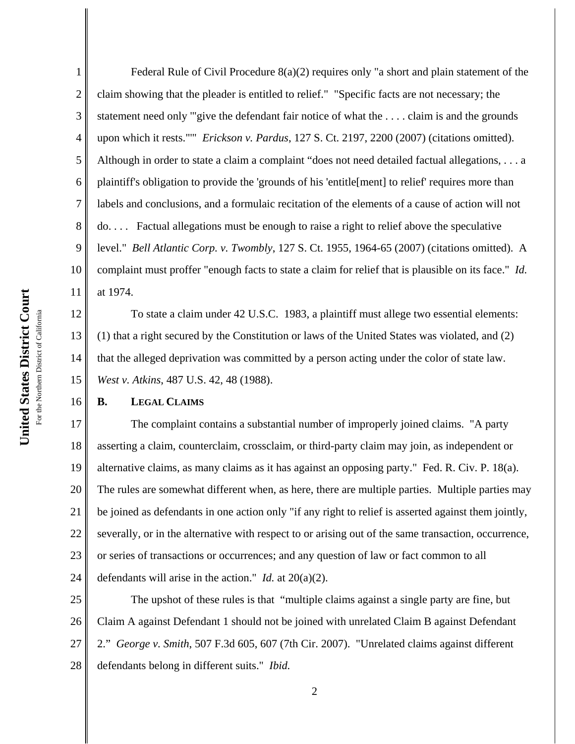Federal Rule of Civil Procedure 8(a)(2) requires only "a short and plain statement of the claim showing that the pleader is entitled to relief." "Specific facts are not necessary; the statement need only '"give the defendant fair notice of what the . . . . claim is and the grounds upon which it rests."'" *Erickson v. Pardus*, 127 S. Ct. 2197, 2200 (2007) (citations omitted). Although in order to state a claim a complaint "does not need detailed factual allegations, . . . a plaintiff's obligation to provide the 'grounds of his 'entitle[ment] to relief' requires more than labels and conclusions, and a formulaic recitation of the elements of a cause of action will not do. . . . Factual allegations must be enough to raise a right to relief above the speculative level." *Bell Atlantic Corp. v. Twombly*, 127 S. Ct. 1955, 1964-65 (2007) (citations omitted). A complaint must proffer "enough facts to state a claim for relief that is plausible on its face." *Id.* at 1974.

To state a claim under 42 U.S.C. 1983, a plaintiff must allege two essential elements: (1) that a right secured by the Constitution or laws of the United States was violated, and (2) that the alleged deprivation was committed by a person acting under the color of state law. *West v. Atkins*, 487 U.S. 42, 48 (1988).

**B. LEGAL CLAIMS**

The complaint contains a substantial number of improperly joined claims. "A party asserting a claim, counterclaim, crossclaim, or third-party claim may join, as independent or alternative claims, as many claims as it has against an opposing party." Fed. R. Civ. P. 18(a). The rules are somewhat different when, as here, there are multiple parties. Multiple parties may be joined as defendants in one action only "if any right to relief is asserted against them jointly, severally, or in the alternative with respect to or arising out of the same transaction, occurrence, or series of transactions or occurrences; and any question of law or fact common to all defendants will arise in the action." *Id.* at 20(a)(2).

The upshot of these rules is that "multiple claims against a single party are fine, but Claim A against Defendant 1 should not be joined with unrelated Claim B against Defendant 2." *George v. Smith*, 507 F.3d 605, 607 (7th Cir. 2007). "Unrelated claims against different defendants belong in different suits." *Ibid.*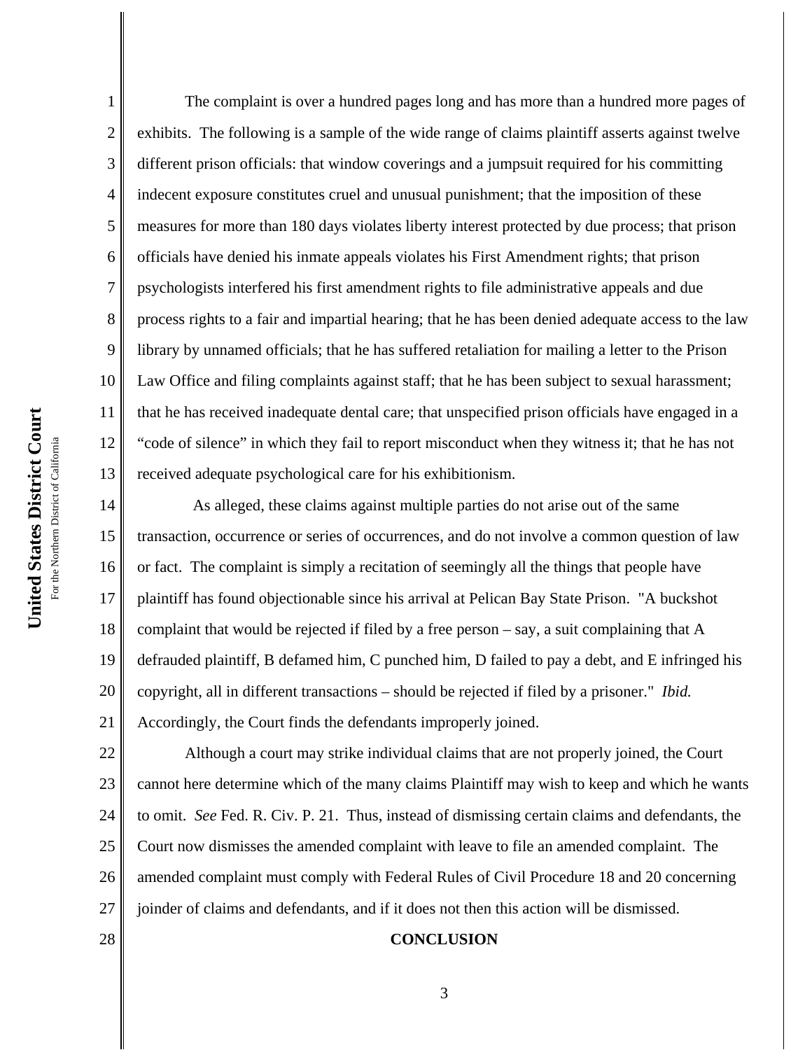The complaint is over a hundred pages long and has more than a hundred more pages of exhibits. The following is a sample of the wide range of claims plaintiff asserts against twelve different prison officials: that window coverings and a jumpsuit required for his committing indecent exposure constitutes cruel and unusual punishment; that the imposition of these measures for more than 180 days violates liberty interest protected by due process; that prison officials have denied his inmate appeals violates his First Amendment rights; that prison psychologists interfered his first amendment rights to file administrative appeals and due process rights to a fair and impartial hearing; that he has been denied adequate access to the law library by unnamed officials; that he has suffered retaliation for mailing a letter to the Prison Law Office and filing complaints against staff; that he has been subject to sexual harassment; that he has received inadequate dental care; that unspecified prison officials have engaged in a "code of silence" in which they fail to report misconduct when they witness it; that he has not received adequate psychological care for his exhibitionism.

As alleged, these claims against multiple parties do not arise out of the same transaction, occurrence or series of occurrences, and do not involve a common question of law or fact. The complaint is simply a recitation of seemingly all the things that people have plaintiff has found objectionable since his arrival at Pelican Bay State Prison. "A buckshot complaint that would be rejected if filed by a free person – say, a suit complaining that A defrauded plaintiff, B defamed him, C punched him, D failed to pay a debt, and E infringed his copyright, all in different transactions – should be rejected if filed by a prisoner." *Ibid.* Accordingly, the Court finds the defendants improperly joined.

Although a court may strike individual claims that are not properly joined, the Court cannot here determine which of the many claims Plaintiff may wish to keep and which he wants to omit. *See* Fed. R. Civ. P. 21. Thus, instead of dismissing certain claims and defendants, the Court now dismisses the amended complaint with leave to file an amended complaint. The amended complaint must comply with Federal Rules of Civil Procedure 18 and 20 concerning joinder of claims and defendants, and if it does not then this action will be dismissed.

## CONCLUSION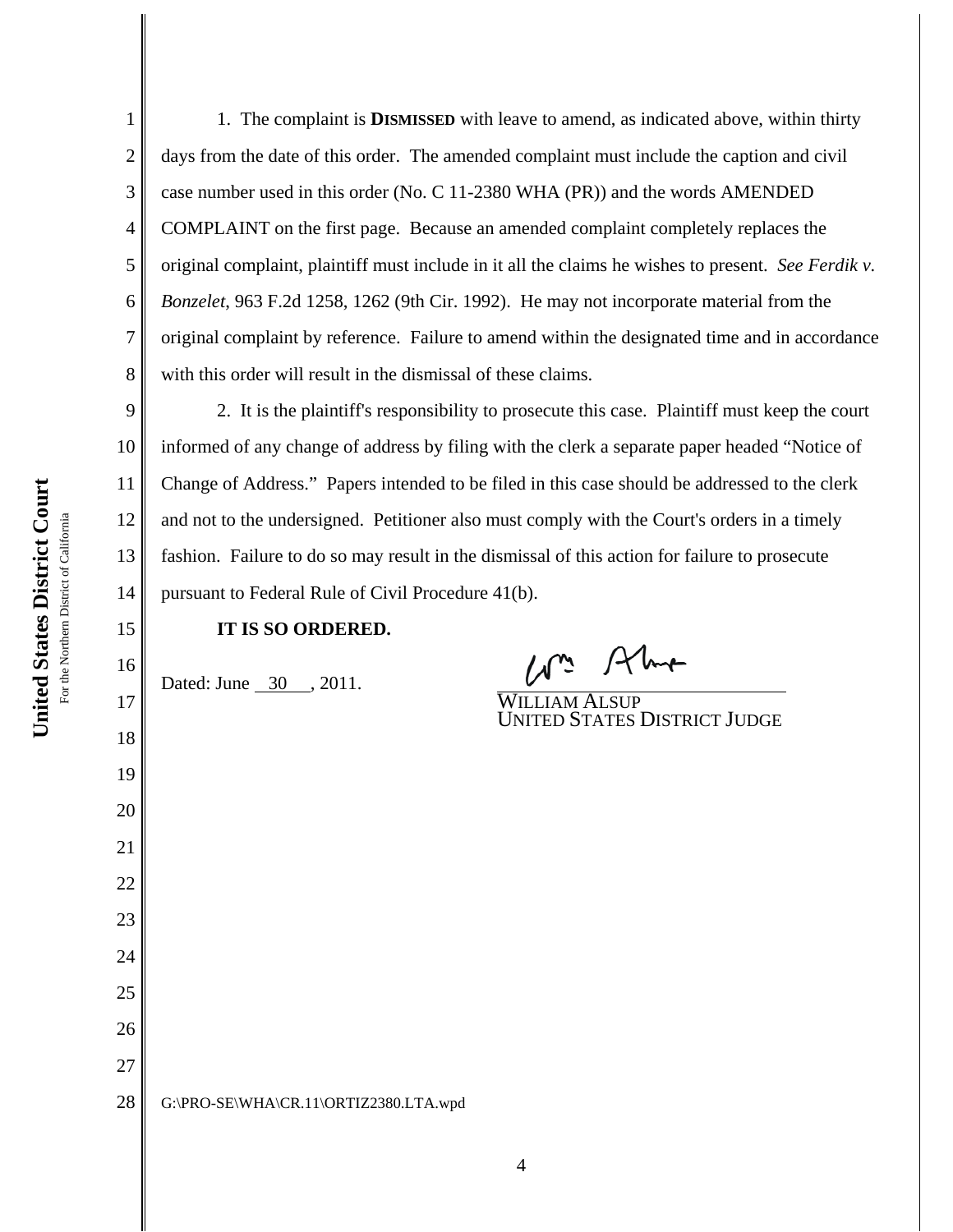1. The complaint is **DISMISSED** with leave to amend, as indicated above, within thirty days from the date of this order. The amended complaint must include the caption and civil case number used in this order (No. C 11-2380 WHA (PR)) and the words AMENDED COMPLAINT on the first page. Because an amended complaint completely replaces the original complaint, plaintiff must include in it all the claims he wishes to present. *See Ferdik v. Bonzelet*, 963 F.2d 1258, 1262 (9th Cir. 1992). He may not incorporate material from the original complaint by reference. Failure to amend within the designated time and in accordance with this order will result in the dismissal of these claims.

2. It is the plaintiff's responsibility to prosecute this case. Plaintiff must keep the court informed of any change of address by filing with the clerk a separate paper headed "Notice of Change of Address." Papers intended to be filed in this case should be addressed to the clerk and not to the undersigned. Petitioner also must comply with the Court's orders in a timely fashion. Failure to do so may result in the dismissal of this action for failure to prosecute pursuant to Federal Rule of Civil Procedure 41(b).

**IT IS SO ORDERED.**

Dated: June 30, 2011.

WILLIAM ALSUP
UNITED STATES DISTRICT JUDGE

G:\PRO-SE\WHA\CR.11\ORTIZ2380.LTA.wpd